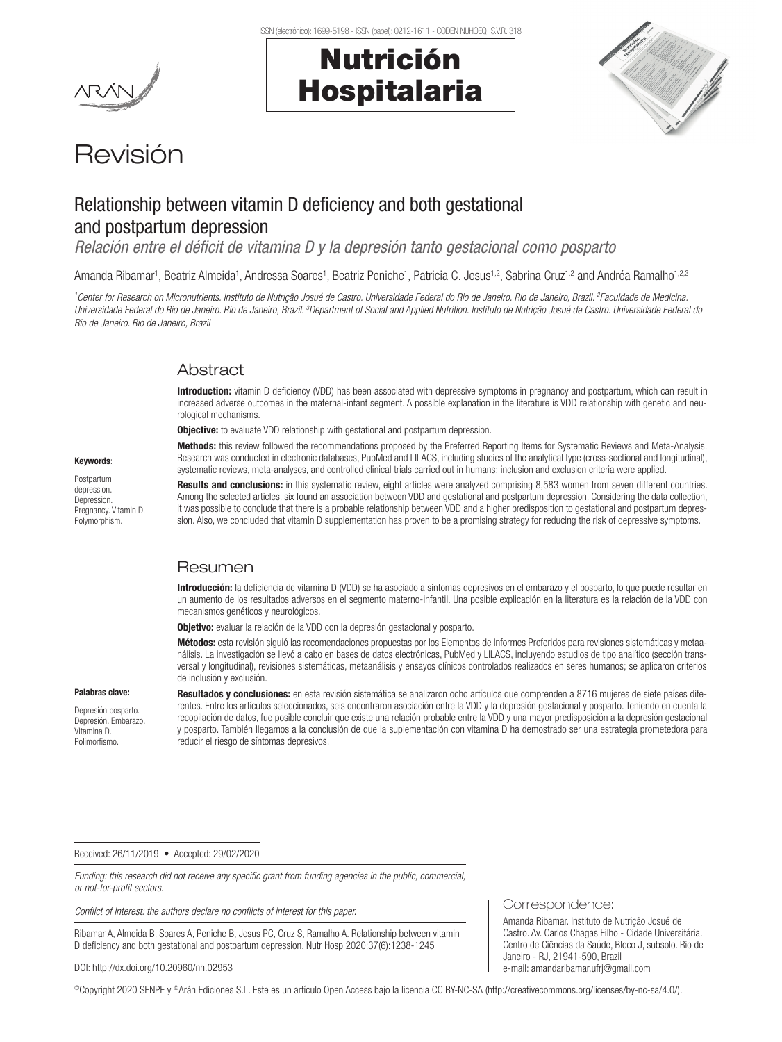# Revisión

## Relationship between vitamin D deficiency and both gestational and postpartum depression

*Relación entre el déficit de vitamina D y la depresión tanto gestacional como posparto*

Amanda Ribamar[1], Beatriz Almeida[1], Andressa Soares[1], Beatriz Peniche[1], Patricia C. Jesus[1,2], Sabrina Cruz[1,2] and Andréa Ramalho[1,2,3]

*[1]Center for Research on Micronutrients. Instituto de Nutrição Josué de Castro. Universidade Federal do Rio de Janeiro. Rio de Janeiro, Brazil. [2]Faculdade de Medicina. Universidade Federal do Rio de Janeiro. Rio de Janeiro, Brazil. [3]Department of Social and Applied Nutrition. Instituto de Nutrição Josué de Castro. Universidade Federal do Rio de Janeiro. Rio de Janeiro, Brazil*

### Abstract

**Introduction:** vitamin D deficiency (VDD) has been associated with depressive symptoms in pregnancy and postpartum, which can result in increased adverse outcomes in the maternal-infant segment. A possible explanation in the literature is VDD relationship with genetic and neurological mechanisms.

**Objective:** to evaluate VDD relationship with gestational and postpartum depression.

**Methods:** this review followed the recommendations proposed by the Preferred Reporting Items for Systematic Reviews and Meta-Analysis. Research was conducted in electronic databases, PubMed and LILACS, including studies of the analytical type (cross-sectional and longitudinal), systematic reviews, meta-analyses, and controlled clinical trials carried out in humans; inclusion and exclusion criteria were applied.

**Results and conclusions:** in this systematic review, eight articles were analyzed comprising 8,583 women from seven different countries. Among the selected articles, six found an association between VDD and gestational and postpartum depression. Considering the data collection, it was possible to conclude that there is a probable relationship between VDD and a higher predisposition to gestational and postpartum depression. Also, we concluded that vitamin D supplementation has proven to be a promising strategy for reducing the risk of depressive symptoms.

**Keywords**:

Postpartum depression. Depression. Pregnancy. Vitamin D. Polymorphism.

### Resumen

**Introducción:** la deficiencia de vitamina D (VDD) se ha asociado a síntomas depresivos en el embarazo y el posparto, lo que puede resultar en un aumento de los resultados adversos en el segmento materno-infantil. Una posible explicación en la literatura es la relación de la VDD con mecanismos genéticos y neurológicos.

**Objetivo:** evaluar la relación de la VDD con la depresión gestacional y posparto.

**Métodos:** esta revisión siguió las recomendaciones propuestas por los Elementos de Informes Preferidos para revisiones sistemáticas y metaanálisis. La investigación se llevó a cabo en bases de datos electrónicas, PubMed y LILACS, incluyendo estudios de tipo analítico (sección transversal y longitudinal), revisiones sistemáticas, metaanálisis y ensayos clínicos controlados realizados en seres humanos; se aplicaron criterios de inclusión y exclusión.

**Resultados y conclusiones:** en esta revisión sistemática se analizaron ocho artículos que comprenden a 8716 mujeres de siete países diferentes. Entre los artículos seleccionados, seis encontraron asociación entre la VDD y la depresión gestacional y posparto. Teniendo en cuenta la recopilación de datos, fue posible concluir que existe una relación probable entre la VDD y una mayor predisposición a la depresión gestacional y posparto. También llegamos a la conclusión de que la suplementación con vitamina D ha demostrado ser una estrategia prometedora para reducir el riesgo de síntomas depresivos.

**Palabras clave:**

Depresión posparto. Depresión. Embarazo. Vitamina D. Polimorfismo.

Received: 26/11/2019 • Accepted: 29/02/2020

*Funding: this research did not receive any specific grant from funding agencies in the public, commercial, or not-for-profit sectors.*

*Conflict of Interest: the authors declare no conflicts of interest for this paper.*

Ribamar A, Almeida B, Soares A, Peniche B, Jesus PC, Cruz S, Ramalho A. Relationship between vitamin D deficiency and both gestational and postpartum depression. Nutr Hosp 2020;37(6):1238-1245

DOI: http://dx.doi.org/10.20960/nh.02953

Correspondence:

Amanda Ribamar. Instituto de Nutrição Josué de Castro. Av. Carlos Chagas Filho - Cidade Universitária. Centro de Ciências da Saúde, Bloco J, subsolo. Rio de Janeiro - RJ, 21941-590, Brazil
e-mail: amandaribamar.ufrj@gmail.com

©Copyright 2020 SENPE y ©Arán Ediciones S.L. Este es un artículo Open Access bajo la licencia CC BY-NC-SA (http://creativecommons.org/licenses/by-nc-sa/4.0/).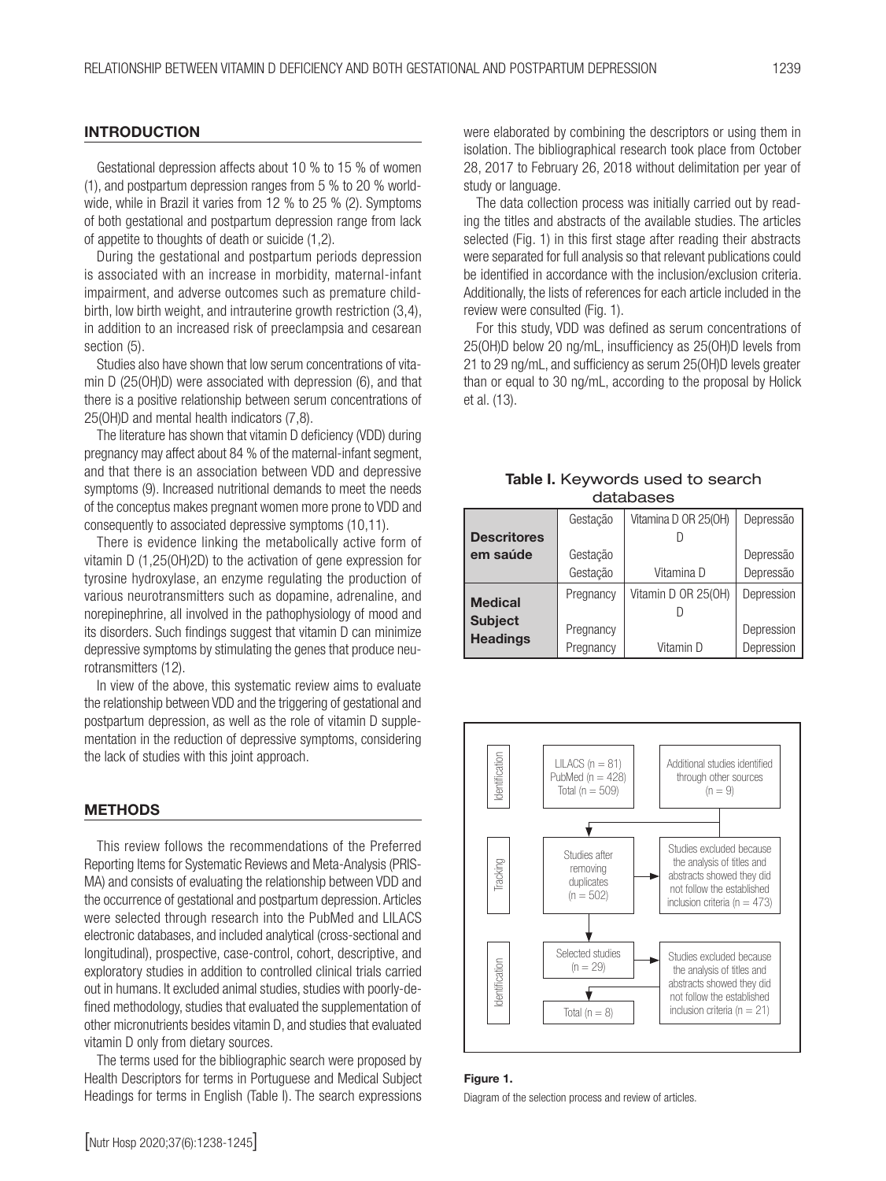## INTRODUCTION

Gestational depression affects about 10 % to 15 % of women (1), and postpartum depression ranges from 5 % to 20 % worldwide, while in Brazil it varies from 12 % to 25 % (2). Symptoms of both gestational and postpartum depression range from lack of appetite to thoughts of death or suicide (1,2).

During the gestational and postpartum periods depression is associated with an increase in morbidity, maternal-infant impairment, and adverse outcomes such as premature childbirth, low birth weight, and intrauterine growth restriction (3,4), in addition to an increased risk of preeclampsia and cesarean section (5).

Studies also have shown that low serum concentrations of vitamin D (25(OH)D) were associated with depression (6), and that there is a positive relationship between serum concentrations of 25(OH)D and mental health indicators (7,8).

The literature has shown that vitamin D deficiency (VDD) during pregnancy may affect about 84 % of the maternal-infant segment, and that there is an association between VDD and depressive symptoms (9). Increased nutritional demands to meet the needs of the conceptus makes pregnant women more prone to VDD and consequently to associated depressive symptoms (10,11).

There is evidence linking the metabolically active form of vitamin D (1,25(OH)2D) to the activation of gene expression for tyrosine hydroxylase, an enzyme regulating the production of various neurotransmitters such as dopamine, adrenaline, and norepinephrine, all involved in the pathophysiology of mood and its disorders. Such findings suggest that vitamin D can minimize depressive symptoms by stimulating the genes that produce neurotransmitters (12).

In view of the above, this systematic review aims to evaluate the relationship between VDD and the triggering of gestational and postpartum depression, as well as the role of vitamin D supplementation in the reduction of depressive symptoms, considering the lack of studies with this joint approach.

## METHODS

This review follows the recommendations of the Preferred Reporting Items for Systematic Reviews and Meta-Analysis (PRISMA) and consists of evaluating the relationship between VDD and the occurrence of gestational and postpartum depression. Articles were selected through research into the PubMed and LILACS electronic databases, and included analytical (cross-sectional and longitudinal), prospective, case-control, cohort, descriptive, and exploratory studies in addition to controlled clinical trials carried out in humans. It excluded animal studies, studies with poorly-defined methodology, studies that evaluated the supplementation of other micronutrients besides vitamin D, and studies that evaluated vitamin D only from dietary sources.

The terms used for the bibliographic search were proposed by Health Descriptors for terms in Portuguese and Medical Subject Headings for terms in English (Table I). The search expressions were elaborated by combining the descriptors or using them in isolation. The bibliographical research took place from October 28, 2017 to February 26, 2018 without delimitation per year of study or language.

The data collection process was initially carried out by reading the titles and abstracts of the available studies. The articles selected (Fig. 1) in this first stage after reading their abstracts were separated for full analysis so that relevant publications could be identified in accordance with the inclusion/exclusion criteria. Additionally, the lists of references for each article included in the review were consulted (Fig. 1).

For this study, VDD was defined as serum concentrations of 25(OH)D below 20 ng/mL, insufficiency as 25(OH)D levels from 21 to 29 ng/mL, and sufficiency as serum 25(OH)D levels greater than or equal to 30 ng/mL, according to the proposal by Holick et al. (13).

**Table I.** Keywords used to search databases

| | | | |
|---|---|---|---|
| **Descritores em saúde** | Gestação | Vitamina D OR 25(OH) D | Depressão |
| | Gestação | | Depressão |
| | Gestação | Vitamina D | Depressão |
| **Medical Subject Headings** | Pregnancy | Vitamin D OR 25(OH) D | Depression |
| | Pregnancy | | Depression |
| | Pregnancy | Vitamin D | Depression |

Identification: LILACS (n = 81), PubMed (n = 428), Total (n = 509); Additional studies identified through other sources (n = 9)

Tracking: Studies after removing duplicates (n = 502) → Studies excluded because the analysis of titles and abstracts showed they did not follow the established inclusion criteria (n = 473)

Identification: Selected studies (n = 29) → Studies excluded because the analysis of titles and abstracts showed they did not follow the established inclusion criteria (n = 21); Total (n = 8)

**Figure 1.**

Diagram of the selection process and review of articles.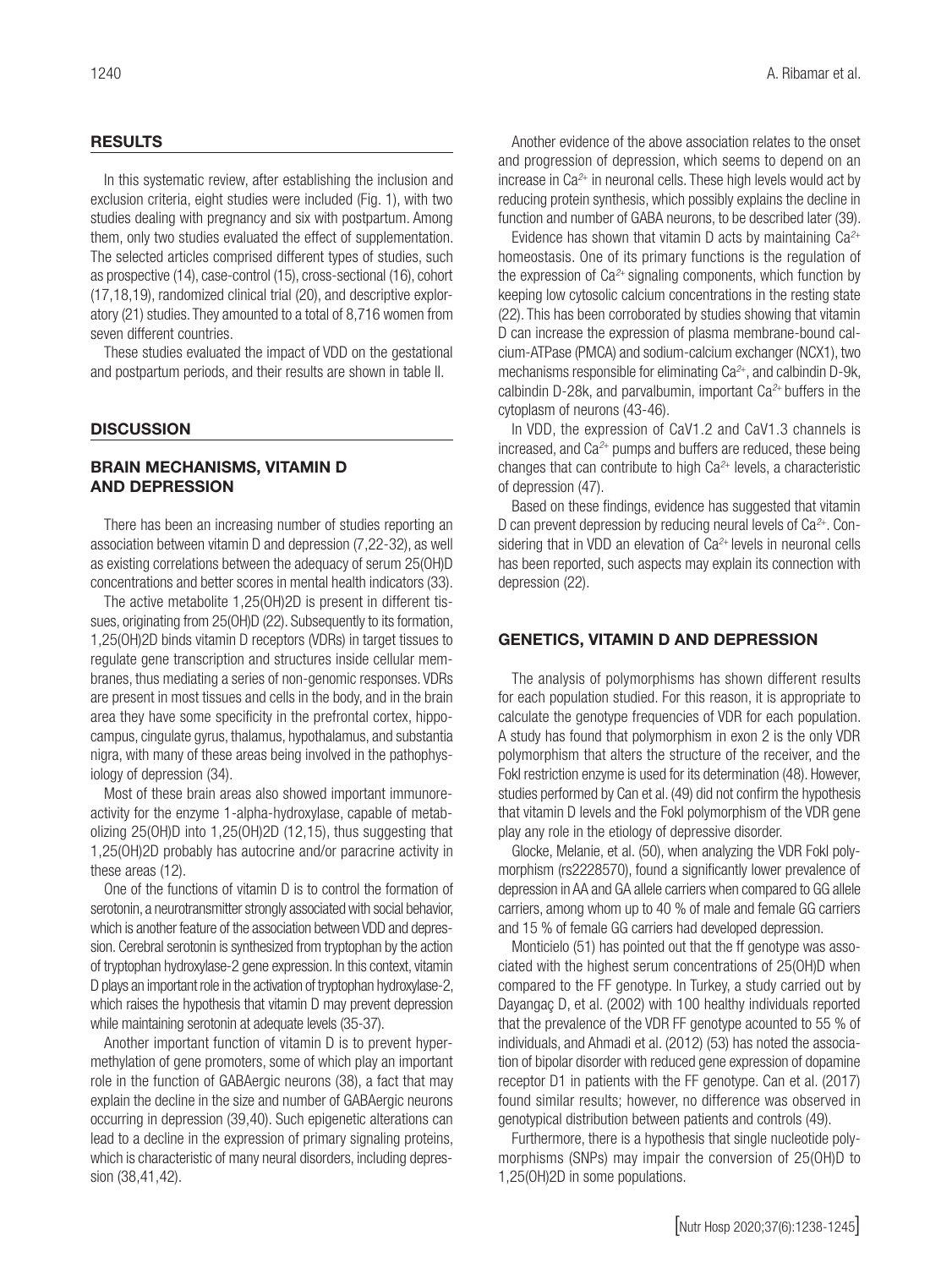## RESULTS

In this systematic review, after establishing the inclusion and exclusion criteria, eight studies were included (Fig. 1), with two studies dealing with pregnancy and six with postpartum. Among them, only two studies evaluated the effect of supplementation. The selected articles comprised different types of studies, such as prospective (14), case-control (15), cross-sectional (16), cohort (17,18,19), randomized clinical trial (20), and descriptive exploratory (21) studies. They amounted to a total of 8,716 women from seven different countries.

These studies evaluated the impact of VDD on the gestational and postpartum periods, and their results are shown in table II.

## DISCUSSION

### BRAIN MECHANISMS, VITAMIN D AND DEPRESSION

There has been an increasing number of studies reporting an association between vitamin D and depression (7,22-32), as well as existing correlations between the adequacy of serum 25(OH)D concentrations and better scores in mental health indicators (33).

The active metabolite 1,25(OH)2D is present in different tissues, originating from 25(OH)D (22). Subsequently to its formation, 1,25(OH)2D binds vitamin D receptors (VDRs) in target tissues to regulate gene transcription and structures inside cellular membranes, thus mediating a series of non-genomic responses. VDRs are present in most tissues and cells in the body, and in the brain area they have some specificity in the prefrontal cortex, hippocampus, cingulate gyrus, thalamus, hypothalamus, and substantia nigra, with many of these areas being involved in the pathophysiology of depression (34).

Most of these brain areas also showed important immunoreactivity for the enzyme 1-alpha-hydroxylase, capable of metabolizing 25(OH)D into 1,25(OH)2D (12,15), thus suggesting that 1,25(OH)2D probably has autocrine and/or paracrine activity in these areas (12).

One of the functions of vitamin D is to control the formation of serotonin, a neurotransmitter strongly associated with social behavior, which is another feature of the association between VDD and depression. Cerebral serotonin is synthesized from tryptophan by the action of tryptophan hydroxylase-2 gene expression. In this context, vitamin D plays an important role in the activation of tryptophan hydroxylase-2, which raises the hypothesis that vitamin D may prevent depression while maintaining serotonin at adequate levels (35-37).

Another important function of vitamin D is to prevent hypermethylation of gene promoters, some of which play an important role in the function of GABAergic neurons (38), a fact that may explain the decline in the size and number of GABAergic neurons occurring in depression (39,40). Such epigenetic alterations can lead to a decline in the expression of primary signaling proteins, which is characteristic of many neural disorders, including depression (38,41,42).

Another evidence of the above association relates to the onset and progression of depression, which seems to depend on an increase in $Ca^{2+}$ in neuronal cells. These high levels would act by reducing protein synthesis, which possibly explains the decline in function and number of GABA neurons, to be described later (39).

Evidence has shown that vitamin D acts by maintaining $Ca^{2+}$ homeostasis. One of its primary functions is the regulation of the expression of $Ca^{2+}$ signaling components, which function by keeping low cytosolic calcium concentrations in the resting state (22). This has been corroborated by studies showing that vitamin D can increase the expression of plasma membrane-bound calcium-ATPase (PMCA) and sodium-calcium exchanger (NCX1), two mechanisms responsible for eliminating $Ca^{2+}$, and calbindin D-9k, calbindin D-28k, and parvalbumin, important $Ca^{2+}$ buffers in the cytoplasm of neurons (43-46).

In VDD, the expression of CaV1.2 and CaV1.3 channels is increased, and $Ca^{2+}$ pumps and buffers are reduced, these being changes that can contribute to high $Ca^{2+}$ levels, a characteristic of depression (47).

Based on these findings, evidence has suggested that vitamin D can prevent depression by reducing neural levels of $Ca^{2+}$. Considering that in VDD an elevation of $Ca^{2+}$ levels in neuronal cells has been reported, such aspects may explain its connection with depression (22).

### GENETICS, VITAMIN D AND DEPRESSION

The analysis of polymorphisms has shown different results for each population studied. For this reason, it is appropriate to calculate the genotype frequencies of VDR for each population. A study has found that polymorphism in exon 2 is the only VDR polymorphism that alters the structure of the receiver, and the FokI restriction enzyme is used for its determination (48). However, studies performed by Can et al. (49) did not confirm the hypothesis that vitamin D levels and the FokI polymorphism of the VDR gene play any role in the etiology of depressive disorder.

Glocke, Melanie, et al. (50), when analyzing the VDR FokI polymorphism (rs2228570), found a significantly lower prevalence of depression in AA and GA allele carriers when compared to GG allele carriers, among whom up to 40 % of male and female GG carriers and 15 % of female GG carriers had developed depression.

Monticielo (51) has pointed out that the ff genotype was associated with the highest serum concentrations of 25(OH)D when compared to the FF genotype. In Turkey, a study carried out by Dayangaç D, et al. (2002) with 100 healthy individuals reported that the prevalence of the VDR FF genotype acounted to 55 % of individuals, and Ahmadi et al. (2012) (53) has noted the association of bipolar disorder with reduced gene expression of dopamine receptor D1 in patients with the FF genotype. Can et al. (2017) found similar results; however, no difference was observed in genotypical distribution between patients and controls (49).

Furthermore, there is a hypothesis that single nucleotide polymorphisms (SNPs) may impair the conversion of 25(OH)D to 1,25(OH)2D in some populations.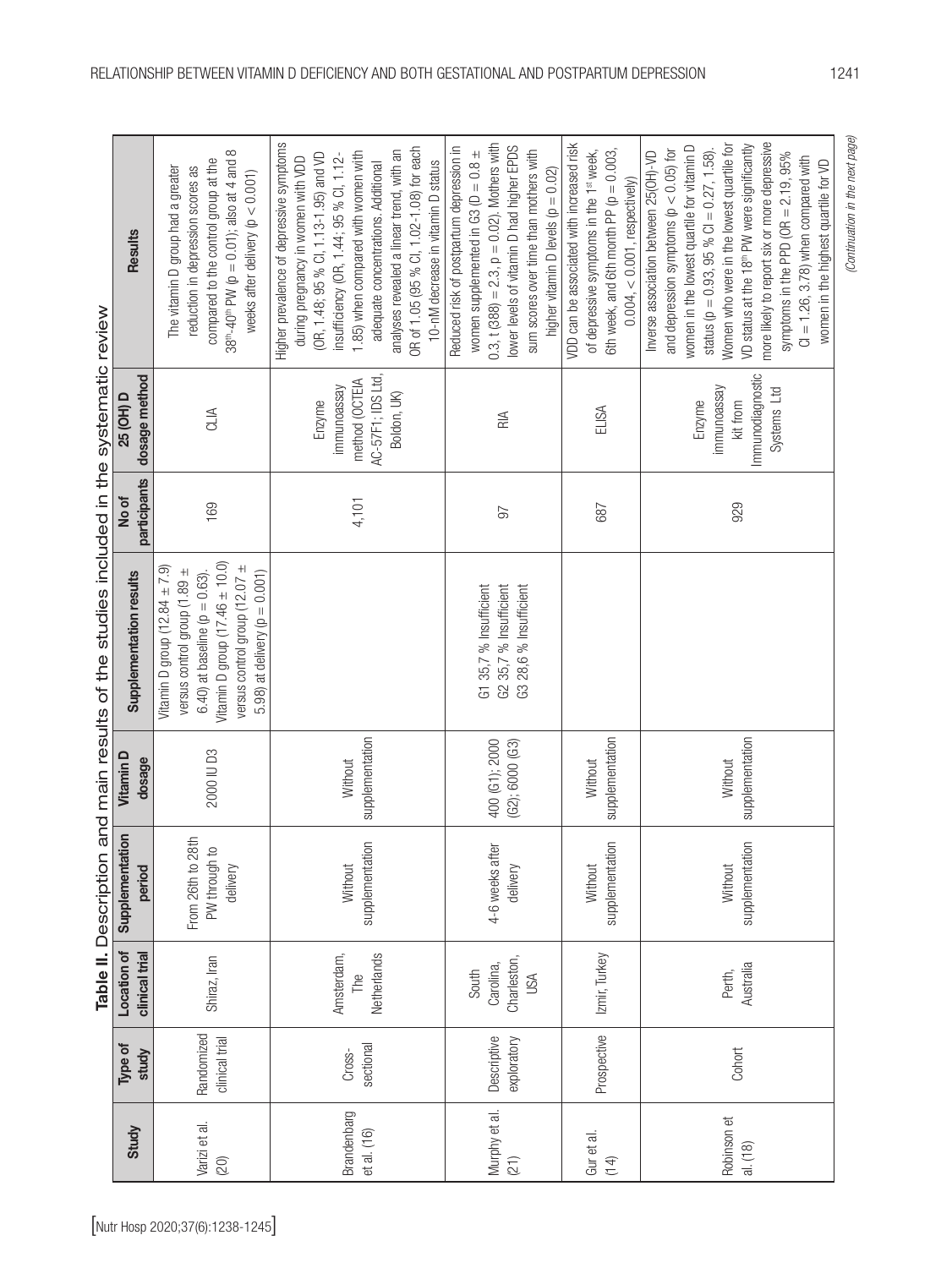**Table II.** Description and main results of the studies included in the systematic review

| Study | Type of study | Location of clinical trial | Supplementation period | Vitamin D dosage | Supplementation results | No of participants | 25 (OH) D dosage method | Results |
|---|---|---|---|---|---|---|---|---|
| Varizi et al. (20) | Randomized clinical trial | Shiraz, Iran | From 26th to 28th PW through to delivery | 2000 IU D3 | Vitamin D group (12.84 ± 7.9) versus control group (1.89 ± 6.40) at baseline (p = 0.63). Vitamin D group (17.46 ± 10.0) versus control group (12.07 ± 5.98) at delivery (p = 0.001) | 169 | CLIA | The vitamin D group had a greater reduction in depression scores as compared to the control group at the 38th-40th PW (p = 0.01); also at 4 and 8 weeks after delivery (p < 0.001) |
| Brandenbarg et al. (16) | Cross-sectional | Amsterdam, The Netherlands | Without supplementation | Without supplementation | | 4,101 | Enzyme immunoassay method (OCTEIA AC-57F1; IDS Ltd, Boldon, UK) | Higher prevalence of depressive symptoms during pregnancy in women with VDD (OR, 1.48; 95 % CI, 1.13-1.95) and VD insufficiency (OR, 1.44; 95 % CI, 1.12-1.85) when compared with women with adequate concentrations. Additional analyses revealed a linear trend, with an OR of 1.05 (95 % CI, 1.02-1.08) for each 10-nM decrease in vitamin D status |
| Murphy et al. (21) | Descriptive exploratory | South Carolina, Charleston, USA | 4-6 weeks after delivery | 400 (G1); 2000 (G2); 6000 (G3) | G1 35,7 % Insufficient G2 35,7 % Insufficient G3 28,6 % Insufficient | 97 | RIA | Reduced risk of postpartum depression in women supplemented in G3 (D = 0.8 ± 0.3, t (388) = 2.3, p = 0.02). Mothers with lower levels of vitamin D had higher EPDS sum scores over time than mothers with higher vitamin D levels (p = 0.02) |
| Gur et al. (14) | Prospective | Izmir, Turkey | Without supplementation | Without supplementation | | 687 | ELISA | VDD can be associated with increased risk of depressive symptoms in the 1st week, 6th week, and 6th month PP (p = 0.003, 0.004, < 0.001, respectively) |
| Robinson et al. (18) | Cohort | Perth, Australia | Without supplementation | Without supplementation | | 929 | Enzyme immunoassay kit from Immunodiagnostic Systems Ltd | Inverse association between 25(OH)-VD and depression symptoms (p < 0.05) for women in the lowest quartile for vitamin D status (p = 0.93, 95 % CI = 0.27, 1.58). Women who were in the lowest quartile for VD status at the 18th PW were significantly more likely to report six or more depressive symptoms in the PPD (OR = 2.19, 95% CI = 1.26, 3.78) when compared with women in the highest quartile for VD |

*(Continuation in the next page)*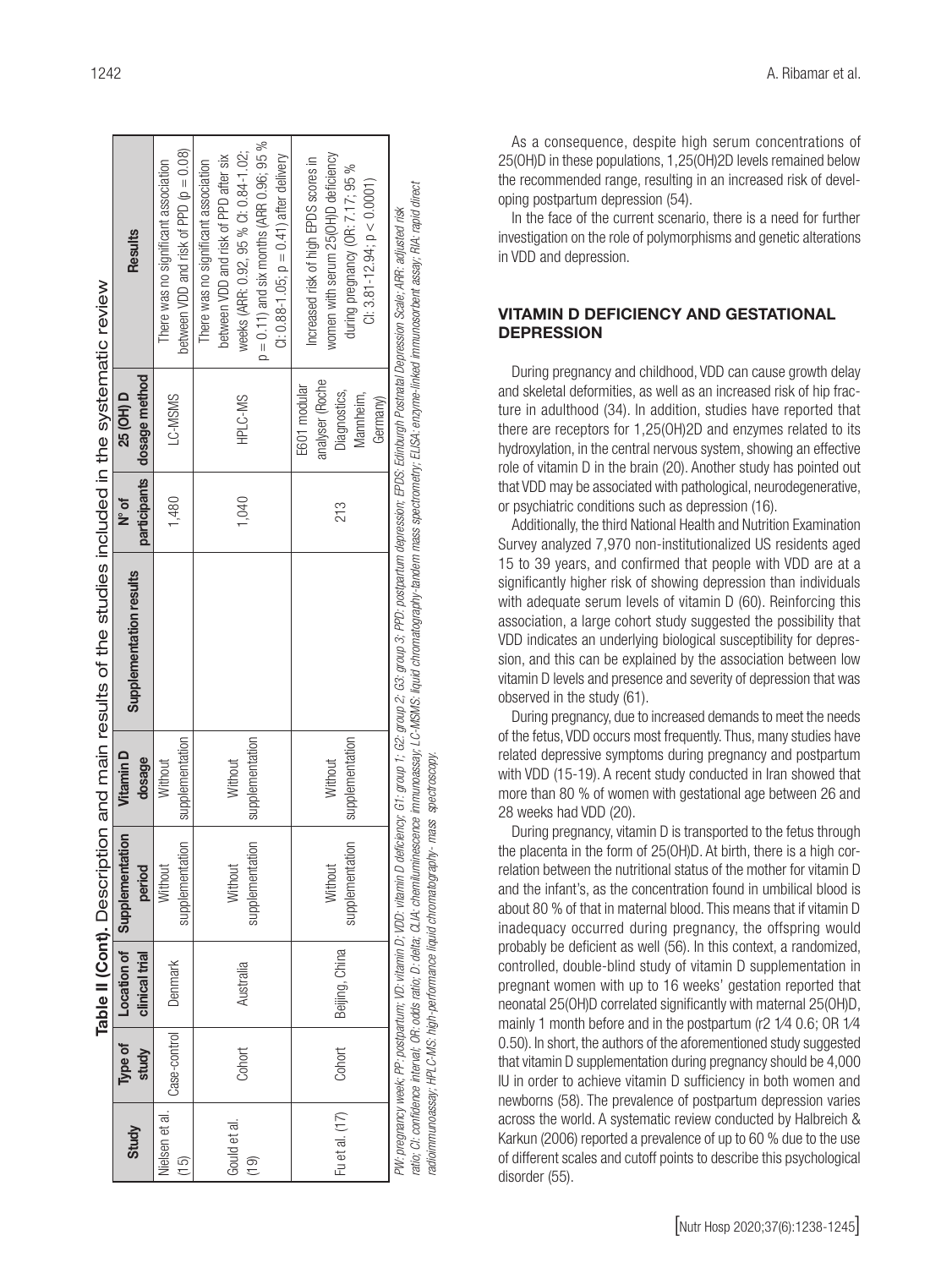**Table II (Cont).** Description and main results of the studies included in the systematic review

| Study | Type of study | Location of clinical trial | Supplementation period | Vitamin D dosage | Supplementation results | N° of participants | 25 (OH) D dosage method | Results |
|---|---|---|---|---|---|---|---|---|
| Nielsen et al. (15) | Case-control | Denmark | Without supplementation | Without supplementation | | 1,480 | LC-MSMS | There was no significant association between VDD and risk of PPD (p = 0.08) |
| Gould et al. (19) | Cohort | Australia | Without supplementation | Without supplementation | | 1,040 | HPLC-MS | There was no significant association between VDD and risk of PPD after six weeks (ARR: 0.92, 95 % CI: 0.84-1.02; p = 0.11) and six months (ARR 0.96; 95 % CI: 0.88-1.05; p = 0.41) after delivery |
| Fu et al. (17) | Cohort | Beijing, China | Without supplementation | Without supplementation | | 213 | E601 modular analyser (Roche Diagnostics, Mannheim, Germany) | Increased risk of high EPDS scores in women with serum 25(OH)D deficiency during pregnancy (OR: 7.17; 95 % CI: 3.81-12.94; p < 0.0001) |

*PW: pregnancy week; PP: postpartum; VD: vitamin D; VDD: vitamin D deficiency; G1: group 1; G2: group 2; G3: group 3; PPD: postpartum depression; EPDS: Edinburgh Postnatal Depression Scale; ARR: adjusted risk ratio; CI: confidence interval; OR: odds ratio; D: delta; CLIA: chemiluminescence immunoassay; LC-MSMS: liquid chromatography-tandem mass spectrometry; ELISA: enzyme-linked immunosorbent assay; RIA: rapid direct radioimmunoassay; HPLC-MS: high-performance liquid chromatography- mass spectroscopy.*

As a consequence, despite high serum concentrations of 25(OH)D in these populations, 1,25(OH)2D levels remained below the recommended range, resulting in an increased risk of developing postpartum depression (54).

In the face of the current scenario, there is a need for further investigation on the role of polymorphisms and genetic alterations in VDD and depression.

## VITAMIN D DEFICIENCY AND GESTATIONAL DEPRESSION

During pregnancy and childhood, VDD can cause growth delay and skeletal deformities, as well as an increased risk of hip fracture in adulthood (34). In addition, studies have reported that there are receptors for 1,25(OH)2D and enzymes related to its hydroxylation, in the central nervous system, showing an effective role of vitamin D in the brain (20). Another study has pointed out that VDD may be associated with pathological, neurodegenerative, or psychiatric conditions such as depression (16).

Additionally, the third National Health and Nutrition Examination Survey analyzed 7,970 non-institutionalized US residents aged 15 to 39 years, and confirmed that people with VDD are at a significantly higher risk of showing depression than individuals with adequate serum levels of vitamin D (60). Reinforcing this association, a large cohort study suggested the possibility that VDD indicates an underlying biological susceptibility for depression, and this can be explained by the association between low vitamin D levels and presence and severity of depression that was observed in the study (61).

During pregnancy, due to increased demands to meet the needs of the fetus, VDD occurs most frequently. Thus, many studies have related depressive symptoms during pregnancy and postpartum with VDD (15-19). A recent study conducted in Iran showed that more than 80 % of women with gestational age between 26 and 28 weeks had VDD (20).

During pregnancy, vitamin D is transported to the fetus through the placenta in the form of 25(OH)D. At birth, there is a high correlation between the nutritional status of the mother for vitamin D and the infant's, as the concentration found in umbilical blood is about 80 % of that in maternal blood. This means that if vitamin D inadequacy occurred during pregnancy, the offspring would probably be deficient as well (56). In this context, a randomized, controlled, double-blind study of vitamin D supplementation in pregnant women with up to 16 weeks' gestation reported that neonatal 25(OH)D correlated significantly with maternal 25(OH)D, mainly 1 month before and in the postpartum (r2 1⁄4 0.6; OR 1⁄4 0.50). In short, the authors of the aforementioned study suggested that vitamin D supplementation during pregnancy should be 4,000 IU in order to achieve vitamin D sufficiency in both women and newborns (58). The prevalence of postpartum depression varies across the world. A systematic review conducted by Halbreich & Karkun (2006) reported a prevalence of up to 60 % due to the use of different scales and cutoff points to describe this psychological disorder (55).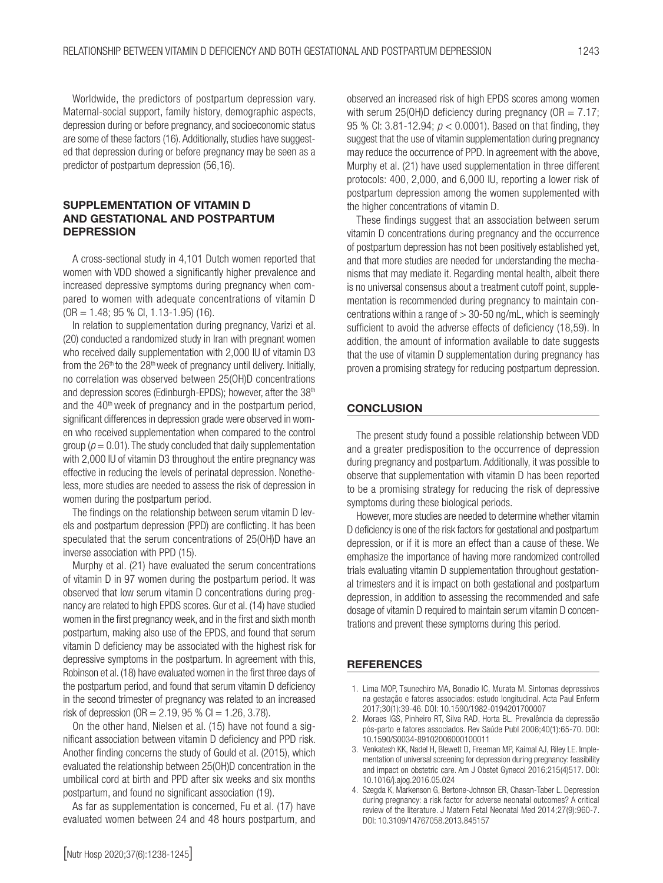Worldwide, the predictors of postpartum depression vary. Maternal-social support, family history, demographic aspects, depression during or before pregnancy, and socioeconomic status are some of these factors (16). Additionally, studies have suggested that depression during or before pregnancy may be seen as a predictor of postpartum depression (56,16).

## SUPPLEMENTATION OF VITAMIN D AND GESTATIONAL AND POSTPARTUM DEPRESSION

A cross-sectional study in 4,101 Dutch women reported that women with VDD showed a significantly higher prevalence and increased depressive symptoms during pregnancy when compared to women with adequate concentrations of vitamin D (OR = 1.48; 95 % CI, 1.13-1.95) (16).

In relation to supplementation during pregnancy, Varizi et al. (20) conducted a randomized study in Iran with pregnant women who received daily supplementation with 2,000 IU of vitamin D3 from the 26th to the 28th week of pregnancy until delivery. Initially, no correlation was observed between 25(OH)D concentrations and depression scores (Edinburgh-EPDS); however, after the 38th and the 40th week of pregnancy and in the postpartum period, significant differences in depression grade were observed in women who received supplementation when compared to the control group ($p = 0.01$). The study concluded that daily supplementation with 2,000 IU of vitamin D3 throughout the entire pregnancy was effective in reducing the levels of perinatal depression. Nonetheless, more studies are needed to assess the risk of depression in women during the postpartum period.

The findings on the relationship between serum vitamin D levels and postpartum depression (PPD) are conflicting. It has been speculated that the serum concentrations of 25(OH)D have an inverse association with PPD (15).

Murphy et al. (21) have evaluated the serum concentrations of vitamin D in 97 women during the postpartum period. It was observed that low serum vitamin D concentrations during pregnancy are related to high EPDS scores. Gur et al. (14) have studied women in the first pregnancy week, and in the first and sixth month postpartum, making also use of the EPDS, and found that serum vitamin D deficiency may be associated with the highest risk for depressive symptoms in the postpartum. In agreement with this, Robinson et al. (18) have evaluated women in the first three days of the postpartum period, and found that serum vitamin D deficiency in the second trimester of pregnancy was related to an increased risk of depression (OR = 2.19, 95 % CI = 1.26, 3.78).

On the other hand, Nielsen et al. (15) have not found a significant association between vitamin D deficiency and PPD risk. Another finding concerns the study of Gould et al. (2015), which evaluated the relationship between 25(OH)D concentration in the umbilical cord at birth and PPD after six weeks and six months postpartum, and found no significant association (19).

As far as supplementation is concerned, Fu et al. (17) have evaluated women between 24 and 48 hours postpartum, and observed an increased risk of high EPDS scores among women with serum 25(OH)D deficiency during pregnancy (OR = 7.17; 95 % CI: 3.81-12.94; $p < 0.0001$). Based on that finding, they suggest that the use of vitamin supplementation during pregnancy may reduce the occurrence of PPD. In agreement with the above, Murphy et al. (21) have used supplementation in three different protocols: 400, 2,000, and 6,000 IU, reporting a lower risk of postpartum depression among the women supplemented with the higher concentrations of vitamin D.

These findings suggest that an association between serum vitamin D concentrations during pregnancy and the occurrence of postpartum depression has not been positively established yet, and that more studies are needed for understanding the mechanisms that may mediate it. Regarding mental health, albeit there is no universal consensus about a treatment cutoff point, supplementation is recommended during pregnancy to maintain concentrations within a range of > 30-50 ng/mL, which is seemingly sufficient to avoid the adverse effects of deficiency (18,59). In addition, the amount of information available to date suggests that the use of vitamin D supplementation during pregnancy has proven a promising strategy for reducing postpartum depression.

## CONCLUSION

The present study found a possible relationship between VDD and a greater predisposition to the occurrence of depression during pregnancy and postpartum. Additionally, it was possible to observe that supplementation with vitamin D has been reported to be a promising strategy for reducing the risk of depressive symptoms during these biological periods.

However, more studies are needed to determine whether vitamin D deficiency is one of the risk factors for gestational and postpartum depression, or if it is more an effect than a cause of these. We emphasize the importance of having more randomized controlled trials evaluating vitamin D supplementation throughout gestational trimesters and it is impact on both gestational and postpartum depression, in addition to assessing the recommended and safe dosage of vitamin D required to maintain serum vitamin D concentrations and prevent these symptoms during this period.

## REFERENCES

1. Lima MOP, Tsunechiro MA, Bonadio IC, Murata M. Sintomas depressivos na gestação e fatores associados: estudo longitudinal. Acta Paul Enferm 2017;30(1):39-46. DOI: 10.1590/1982-0194201700007
2. Moraes IGS, Pinheiro RT, Silva RAD, Horta BL. Prevalência da depressão pós-parto e fatores associados. Rev Saúde Publ 2006;40(1):65-70. DOI: 10.1590/S0034-89102006000100011
3. Venkatesh KK, Nadel H, Blewett D, Freeman MP, Kaimal AJ, Riley LE. Implementation of universal screening for depression during pregnancy: feasibility and impact on obstetric care. Am J Obstet Gynecol 2016;215(4)517. DOI: 10.1016/j.ajog.2016.05.024
4. Szegda K, Markenson G, Bertone-Johnson ER, Chasan-Taber L. Depression during pregnancy: a risk factor for adverse neonatal outcomes? A critical review of the literature. J Matern Fetal Neonatal Med 2014;27(9):960-7. DOI: 10.3109/14767058.2013.845157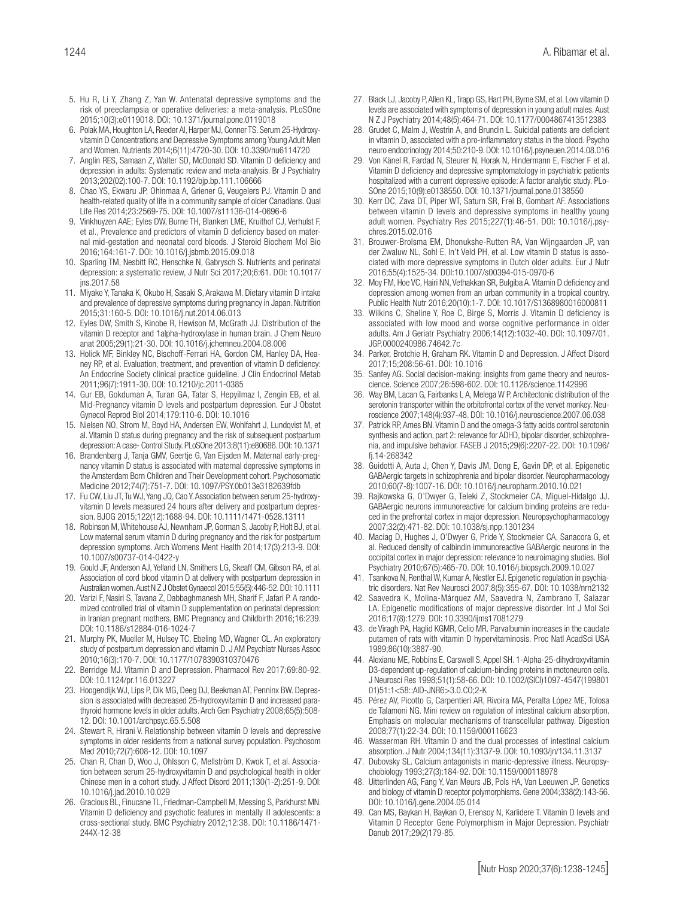5. Hu R, Li Y, Zhang Z, Yan W. Antenatal depressive symptoms and the risk of preeclampsia or operative deliveries: a meta-analysis. PLoSOne 2015;10(3):e0119018. DOI: 10.1371/journal.pone.0119018
6. Polak MA, Houghton LA, Reeder AI, Harper MJ, Conner TS. Serum 25-Hydroxyvitamin D Concentrations and Depressive Symptoms among Young Adult Men and Women. Nutrients 2014;6(11):4720-30. DOI: 10.3390/nu6114720
7. Anglin RES, Samaan Z, Walter SD, McDonald SD. Vitamin D deficiency and depression in adults: Systematic review and meta-analysis. Br J Psychiatry 2013;202(02):100-7. DOI: 10.1192/bjp.bp.111.106666
8. Chao YS, Ekwaru JP, Ohinmaa A, Griener G, Veugelers PJ. Vitamin D and health-related quality of life in a community sample of older Canadians. Qual Life Res 2014;23:2569-75. DOI: 10.1007/s11136-014-0696-6
9. Vinkhuyzen AAE; Eyles DW, Burne TH, Blanken LME, Kruithof CJ, Verhulst F, et al., Prevalence and predictors of vitamin D deficiency based on maternal mid-gestation and neonatal cord bloods. J Steroid Biochem Mol Bio 2016;164:161-7. DOI: 10.1016/j.jsbmb.2015.09.018
10. Sparling TM, Nesbitt RC, Henschke N, Gabrysch S. Nutrients and perinatal depression: a systematic review, J Nutr Sci 2017;20;6:61. DOI: 10.1017/jns.2017.58
11. Miyake Y, Tanaka K, Okubo H, Sasaki S, Arakawa M. Dietary vitamin D intake and prevalence of depressive symptoms during pregnancy in Japan. Nutrition 2015;31:160-5. DOI: 10.1016/j.nut.2014.06.013
12. Eyles DW, Smith S, Kinobe R, Hewison M, McGrath JJ. Distribution of the vitamin D receptor and 1alpha-hydroxylase in human brain. J Chem Neuro anat 2005;29(1):21-30. DOI: 10.1016/j.jchemneu.2004.08.006
13. Holick MF, Binkley NC, Bischoff-Ferrari HA, Gordon CM, Hanley DA, Heaney RP, et al. Evaluation, treatment, and prevention of vitamin D deficiency: An Endocrine Society clinical practice guideline. J Clin Endocrinol Metab 2011;96(7):1911-30. DOI: 10.1210/jc.2011-0385
14. Gur EB, Gokduman A, Turan GA, Tatar S, Hepyilmaz I, Zengin EB, et al. Mid-Pregnancy vitamin D levels and postpartum depression. Eur J Obstet Gynecol Reprod Biol 2014;179:110-6. DOI: 10.1016
15. Nielsen NO, Strom M, Boyd HA, Andersen EW, Wohlfahrt J, Lundqvist M, et al. Vitamin D status during pregnancy and the risk of subsequent postpartum depression: A case- Control Study. PLoSOne 2013;8(11):e80686. DOI: 10.1371
16. Brandenbarg J, Tanja GMV, Geertje G, Van Eijsden M. Maternal early-pregnancy vitamin D status is associated with maternal depressive symptoms in the Amsterdam Born Children and Their Development cohort. Psychosomatic Medicine 2012;74(7):751-7. DOI: 10.1097/PSY.0b013e3182639fdb
17. Fu CW, Liu JT, Tu WJ, Yang JQ, Cao Y. Association between serum 25-hydroxyvitamin D levels measured 24 hours after delivery and postpartum depression. BJOG 2015;122(12):1688-94. DOI: 10.1111/1471-0528.13111
18. Robinson M, Whitehouse AJ, Newnham JP, Gorman S, Jacoby P, Holt BJ, et al. Low maternal serum vitamin D during pregnancy and the risk for postpartum depression symptoms. Arch Womens Ment Health 2014;17(3):213-9. DOI: 10.1007/s00737-014-0422-y
19. Gould JF, Anderson AJ, Yelland LN, Smithers LG, Skeaff CM, Gibson RA, et al. Association of cord blood vitamin D at delivery with postpartum depression in Australian women. Aust N Z J Obstet Gynaecol 2015;55(5):446-52. DOI: 10.1111
20. Varizi F, Nasiri S, Tavana Z, Dabbaghmanesh MH, Sharif F, Jafari P. A randomized controlled trial of vitamin D supplementation on perinatal depression: in Iranian pregnant mothers, BMC Pregnancy and Childbirth 2016;16:239. DOI: 10.1186/s12884-016-1024-7
21. Murphy PK, Mueller M, Hulsey TC, Ebeling MD, Wagner CL. An exploratory study of postpartum depression and vitamin D. J AM Psychiatr Nurses Assoc 2010;16(3):170-7. DOI: 10.1177/1078390310370476
22. Berridge MJ. Vitamin D and Depression. Pharmacol Rev 2017;69:80-92. DOI: 10.1124/pr.116.013227
23. Hoogendijk WJ, Lips P, Dik MG, Deeg DJ, Beekman AT, Penninx BW. Depression is associated with decreased 25-hydroxyvitamin D and increased parathyroid hormone levels in older adults. Arch Gen Psychiatry 2008;65(5):508-12. DOI: 10.1001/archpsyc.65.5.508
24. Stewart R, Hirani V. Relationship between vitamin D levels and depressive symptoms in older residents from a national survey population. Psychosom Med 2010;72(7):608-12. DOI: 10.1097
25. Chan R, Chan D, Woo J, Ohlsson C, Mellström D, Kwok T, et al. Association between serum 25-hydroxyvitamin D and psychological health in older Chinese men in a cohort study. J Affect Disord 2011;130(1-2):251-9. DOI: 10.1016/j.jad.2010.10.029
26. Gracious BL, Finucane TL, Friedman-Campbell M, Messing S, Parkhurst MN. Vitamin D deficiency and psychotic features in mentally ill adolescents: a cross-sectional study. BMC Psychiatry 2012;12:38. DOI: 10.1186/1471-244X-12-38
27. Black LJ, Jacoby P, Allen KL, Trapp GS, Hart PH, Byrne SM, et al. Low vitamin D levels are associated with symptoms of depression in young adult males. Aust N Z J Psychiatry 2014;48(5):464-71. DOI: 10.1177/0004867413512383
28. Grudet C, Malm J, Westrin A, and Brundin L. Suicidal patients are deficient in vitamin D, associated with a pro-inflammatory status in the blood. Psycho neuro endocrinology 2014;50:210-9. DOI: 10.1016/j.psyneuen.2014.08.016
29. Von Känel R, Fardad N, Steurer N, Horak N, Hindermann E, Fischer F et al. Vitamin D deficiency and depressive symptomatology in psychiatric patients hospitalized with a current depressive episode: A factor analytic study. PLoSOne 2015;10(9):e0138550. DOI: 10.1371/journal.pone.0138550
30. Kerr DC, Zava DT, Piper WT, Saturn SR, Frei B, Gombart AF. Associations between vitamin D levels and depressive symptoms in healthy young adult women. Psychiatry Res 2015;227(1):46-51. DOI: 10.1016/j.psychres.2015.02.016
31. Brouwer-Brolsma EM, Dhonukshe-Rutten RA, Van Wijngaarden JP, van der Zwaluw NL, Sohl E, In't Veld PH, et al. Low vitamin D status is associated with more depressive symptoms in Dutch older adults. Eur J Nutr 2016;55(4):1525-34. DOI:10.1007/s00394-015-0970-6
32. Moy FM, Hoe VC, Hairi NN, Vethakkan SR, Bulgiba A. Vitamin D deficiency and depression among women from an urban community in a tropical country. Public Health Nutr 2016;20(10):1-7. DOI: 10.1017/S1368980016000811
33. Wilkins C, Sheline Y, Roe C, Birge S, Morris J. Vitamin D deficiency is associated with low mood and worse cognitive performance in older adults. Am J Geriatr Psychiatry 2006;14(12):1032-40. DOI: 10.1097/01.JGP.0000240986.74642.7c
34. Parker, Brotchie H, Graham RK. Vitamin D and Depression. J Affect Disord 2017;15;208:56-61. DOI: 10.1016
35. Sanfey AG. Social decision-making: insights from game theory and neuroscience. Science 2007;26:598-602. DOI: 10.1126/science.1142996
36. Way BM, Lacan G, Fairbanks L A, Melega W P. Architectonic distribution of the serotonin transporter within the orbitofrontal cortex of the vervet monkey. Neuroscience 2007;148(4):937-48. DOI: 10.1016/j.neuroscience.2007.06.038
37. Patrick RP, Ames BN. Vitamin D and the omega-3 fatty acids control serotonin synthesis and action, part 2: relevance for ADHD, bipolar disorder, schizophrenia, and impulsive behavior. FASEB J 2015;29(6):2207-22. DOI: 10.1096/fj.14-268342
38. Guidotti A, Auta J, Chen Y, Davis JM, Dong E, Gavin DP, et al. Epigenetic GABAergic targets in schizophrenia and bipolar disorder. Neuropharmacology 2010;60(7-8):1007-16. DOI: 10.1016/j.neuropharm.2010.10.021
39. Rajkowska G, O'Dwyer G, Teleki Z, Stockmeier CA, Miguel-Hidalgo JJ. GABAergic neurons immunoreactive for calcium binding proteins are reduced in the prefrontal cortex in major depression. Neuropsychopharmacology 2007;32(2):471-82. DOI: 10.1038/sj.npp.1301234
40. Maciag D, Hughes J, O'Dwyer G, Pride Y, Stockmeier CA, Sanacora G, et al. Reduced density of calbindin immunoreactive GABAergic neurons in the occipital cortex in major depression: relevance to neuroimaging studies. Biol Psychiatry 2010;67(5):465-70. DOI: 10.1016/j.biopsych.2009.10.027
41. Tsankova N, Renthal W, Kumar A, Nestler EJ. Epigenetic regulation in psychiatric disorders. Nat Rev Neurosci 2007;8(5):355-67. DOI: 10.1038/nrn2132
42. Saavedra K, Molina-Márquez AM, Saavedra N, Zambrano T, Salazar LA. Epigenetic modifications of major depressive disorder. Int J Mol Sci 2016;17(8):1279. DOI: 10.3390/ijms17081279
43. de Viragh PA, Haglid KGMR, Celio MR. Parvalbumin increases in the caudate putamen of rats with vitamin D hypervitaminosis. Proc Natl AcadSci USA 1989;86(10):3887-90.
44. Alexianu ME, Robbins E, Carswell S, Appel SH. 1-Alpha-25-dihydroxyvitamin D3-dependent up-regulation of calcium-binding proteins in motoneuron cells. J Neurosci Res 1998;51(1):58-66. DOI: 10.1002/(SICI)1097-4547(19980101)51:1<58::AID-JNR6>3.0.CO;2-K
45. Pérez AV, Picotto G, Carpentieri AR, Rivoira MA, Peralta López ME, Tolosa de Talamoni NG. Mini review on regulation of intestinal calcium absorption. Emphasis on molecular mechanisms of transcellular pathway. Digestion 2008;77(1):22-34. DOI: 10.1159/000116623
46. Wasserman RH. Vitamin D and the dual processes of intestinal calcium absorption. J Nutr 2004;134(11):3137-9. DOI: 10.1093/jn/134.11.3137
47. Dubovsky SL. Calcium antagonists in manic-depressive illness. Neuropsychobiology 1993;27(3):184-92. DOI: 10.1159/000118978
48. Uitterlinden AG, Fang Y, Van Meurs JB, Pols HA, Van Leeuwen JP. Genetics and biology of vitamin D receptor polymorphisms. Gene 2004;338(2):143-56. DOI: 10.1016/j.gene.2004.05.014
49. Can MS, Baykan H, Baykan O, Erensoy N, Karlidere T. Vitamin D levels and Vitamin D Receptor Gene Polymorphism in Major Depression. Psychiatr Danub 2017;29(2)179-85.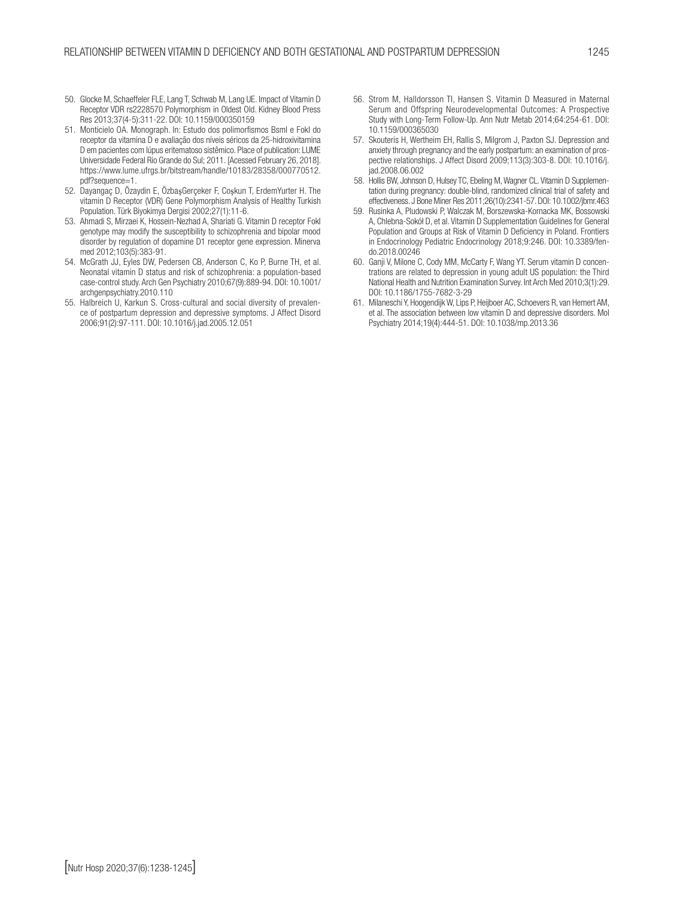50. Glocke M, Schaeffeler FLE, Lang T, Schwab M, Lang UE. Impact of Vitamin D Receptor VDR rs2228570 Polymorphism in Oldest Old. Kidney Blood Press Res 2013;37(4-5):311-22. DOI: 10.1159/000350159
51. Monticielo OA. Monograph. In: Estudo dos polimorfismos BsmI e FokI do receptor da vitamina D e avaliação dos níveis séricos da 25-hidroxivitamina D em pacientes com lúpus eritematoso sistêmico. Place of publication: LUME Universidade Federal Rio Grande do Sul; 2011. [Acessed February 26, 2018]. https://www.lume.ufrgs.br/bitstream/handle/10183/28358/000770512.pdf?sequence=1.
52. Dayangaç D, Özaydin E, ÖzbaşGerçeker F, Coşkun T, ErdemYurter H. The vitamin D Receptor (VDR) Gene Polymorphism Analysis of Healthy Turkish Population. Türk Biyokimya Dergisi 2002;27(1):11-6.
53. Ahmadi S, Mirzaei K, Hossein-Nezhad A, Shariati G. Vitamin D receptor FokI genotype may modify the susceptibility to schizophrenia and bipolar mood disorder by regulation of dopamine D1 receptor gene expression. Minerva med 2012;103(5):383-91.
54. McGrath JJ, Eyles DW, Pedersen CB, Anderson C, Ko P, Burne TH, et al. Neonatal vitamin D status and risk of schizophrenia: a population-based case-control study. Arch Gen Psychiatry 2010;67(9):889-94. DOI: 10.1001/archgenpsychiatry.2010.110
55. Halbreich U, Karkun S. Cross-cultural and social diversity of prevalence of postpartum depression and depressive symptoms. J Affect Disord 2006;91(2):97-111. DOI: 10.1016/j.jad.2005.12.051
56. Strom M, Halldorsson TI, Hansen S. Vitamin D Measured in Maternal Serum and Offspring Neurodevelopmental Outcomes: A Prospective Study with Long-Term Follow-Up. Ann Nutr Metab 2014;64:254-61. DOI: 10.1159/000365030
57. Skouteris H, Wertheim EH, Rallis S, Milgrom J, Paxton SJ. Depression and anxiety through pregnancy and the early postpartum: an examination of prospective relationships. J Affect Disord 2009;113(3):303-8. DOI: 10.1016/j.jad.2008.06.002
58. Hollis BW, Johnson D, Hulsey TC, Ebeling M, Wagner CL. Vitamin D Supplementation during pregnancy: double-blind, randomized clinical trial of safety and effectiveness. J Bone Miner Res 2011;26(10):2341-57. DOI: 10.1002/jbmr.463
59. Rusinka A, Pludowski P, Walczak M, Borszewska-Kornacka MK, Bossowski A, Chlebna-Sokół D, et al. Vitamin D Supplementation Guidelines for General Population and Groups at Risk of Vitamin D Deficiency in Poland. Frontiers in Endocrinology Pediatric Endocrinology 2018;9:246. DOI: 10.3389/fendo.2018.00246
60. Ganji V, Milone C, Cody MM, McCarty F, Wang YT. Serum vitamin D concentrations are related to depression in young adult US population: the Third National Health and Nutrition Examination Survey. Int Arch Med 2010;3(1):29. DOI: 10.1186/1755-7682-3-29
61. Milaneschi Y, Hoogendijk W, Lips P, Heijboer AC, Schoevers R, van Hemert AM, et al. The association between low vitamin D and depressive disorders. Mol Psychiatry 2014;19(4):444-51. DOI: 10.1038/mp.2013.36